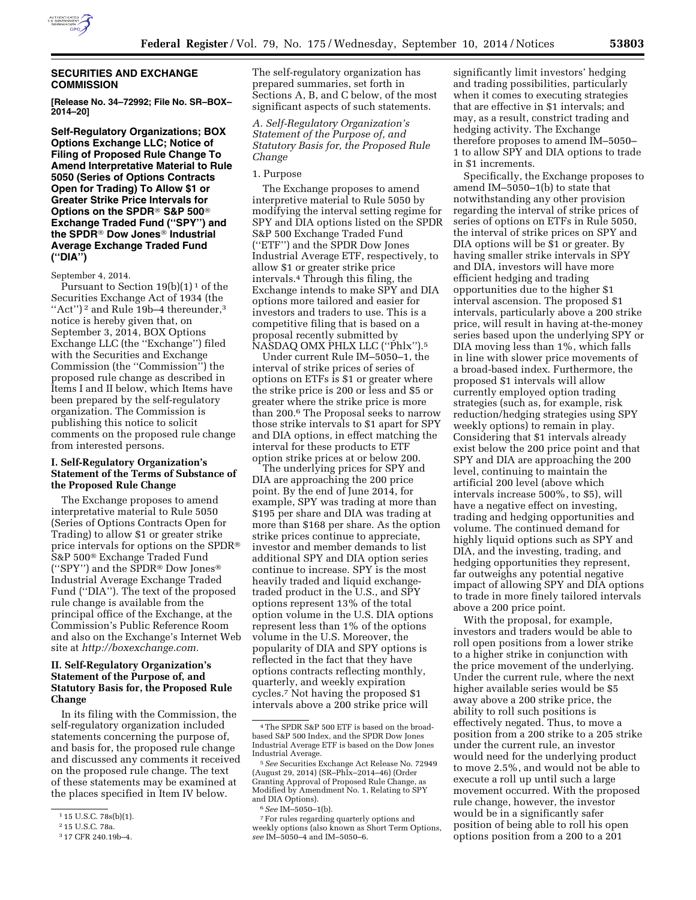## SECURITIES AND EXCHANGE COMMISSION

**[Release No. 34–72992; File No. SR–BOX–2014–20]**

**Self-Regulatory Organizations; BOX Options Exchange LLC; Notice of Filing of Proposed Rule Change To Amend Interpretative Material to Rule 5050 (Series of Options Contracts Open for Trading) To Allow $1 or Greater Strike Price Intervals for Options on the SPDR® S&P 500® Exchange Traded Fund ("SPY") and the SPDR® Dow Jones® Industrial Average Exchange Traded Fund ("DIA")**

September 4, 2014.

Pursuant to Section 19(b)(1)[1] of the Securities Exchange Act of 1934 (the "Act")[2] and Rule 19b–4 thereunder,[3] notice is hereby given that, on September 3, 2014, BOX Options Exchange LLC (the "Exchange") filed with the Securities and Exchange Commission (the "Commission") the proposed rule change as described in Items I and II below, which Items have been prepared by the self-regulatory organization. The Commission is publishing this notice to solicit comments on the proposed rule change from interested persons.

### I. Self-Regulatory Organization's Statement of the Terms of Substance of the Proposed Rule Change

The Exchange proposes to amend interpretative material to Rule 5050 (Series of Options Contracts Open for Trading) to allow $1 or greater strike price intervals for options on the SPDR® S&P 500® Exchange Traded Fund ("SPY") and the SPDR® Dow Jones® Industrial Average Exchange Traded Fund ("DIA"). The text of the proposed rule change is available from the principal office of the Exchange, at the Commission's Public Reference Room and also on the Exchange's Internet Web site at *http://boxexchange.com.*

### II. Self-Regulatory Organization's Statement of the Purpose of, and Statutory Basis for, the Proposed Rule Change

In its filing with the Commission, the self-regulatory organization included statements concerning the purpose of, and basis for, the proposed rule change and discussed any comments it received on the proposed rule change. The text of these statements may be examined at the places specified in Item IV below.

The self-regulatory organization has prepared summaries, set forth in Sections A, B, and C below, of the most significant aspects of such statements.

*A. Self-Regulatory Organization's Statement of the Purpose of, and Statutory Basis for, the Proposed Rule Change*

1. Purpose

The Exchange proposes to amend interpretive material to Rule 5050 by modifying the interval setting regime for SPY and DIA options listed on the SPDR S&P 500 Exchange Traded Fund ("ETF") and the SPDR Dow Jones Industrial Average ETF, respectively, to allow $1 or greater strike price intervals.[4] Through this filing, the Exchange intends to make SPY and DIA options more tailored and easier for investors and traders to use. This is a competitive filing that is based on a proposal recently submitted by NASDAQ OMX PHLX LLC ("Phlx").[5]

Under current Rule IM–5050–1, the interval of strike prices of series of options on ETFs is $1 or greater where the strike price is 200 or less and $5 or greater where the strike price is more than 200.[6] The Proposal seeks to narrow those strike intervals to $1 apart for SPY and DIA options, in effect matching the interval for these products to ETF option strike prices at or below 200.

The underlying prices for SPY and DIA are approaching the 200 price point. By the end of June 2014, for example, SPY was trading at more than $195 per share and DIA was trading at more than $168 per share. As the option strike prices continue to appreciate, investor and member demands to list additional SPY and DIA option series continue to increase. SPY is the most heavily traded and liquid exchange-traded product in the U.S., and SPY options represent 13% of the total option volume in the U.S. DIA options represent less than 1% of the options volume in the U.S. Moreover, the popularity of DIA and SPY options is reflected in the fact that they have options contracts reflecting monthly, quarterly, and weekly expiration cycles.[7] Not having the proposed $1 intervals above a 200 strike price will significantly limit investors' hedging and trading possibilities, particularly when it comes to executing strategies that are effective in $1 intervals; and may, as a result, constrict trading and hedging activity. The Exchange therefore proposes to amend IM–5050–1 to allow SPY and DIA options to trade in $1 increments.

Specifically, the Exchange proposes to amend IM–5050–1(b) to state that notwithstanding any other provision regarding the interval of strike prices of series of options on ETFs in Rule 5050, the interval of strike prices on SPY and DIA options will be $1 or greater. By having smaller strike intervals in SPY and DIA, investors will have more efficient hedging and trading opportunities due to the higher $1 interval ascension. The proposed $1 intervals, particularly above a 200 strike price, will result in having at-the-money series based upon the underlying SPY or DIA moving less than 1%, which falls in line with slower price movements of a broad-based index. Furthermore, the proposed $1 intervals will allow currently employed option trading strategies (such as, for example, risk reduction/hedging strategies using SPY weekly options) to remain in play. Considering that $1 intervals already exist below the 200 price point and that SPY and DIA are approaching the 200 level, continuing to maintain the artificial 200 level (above which intervals increase 500%, to $5), will have a negative effect on investing, trading and hedging opportunities and volume. The continued demand for highly liquid options such as SPY and DIA, and the investing, trading, and hedging opportunities they represent, far outweighs any potential negative impact of allowing SPY and DIA options to trade in more finely tailored intervals above a 200 price point.

With the proposal, for example, investors and traders would be able to roll open positions from a lower strike to a higher strike in conjunction with the price movement of the underlying. Under the current rule, where the next higher available series would be $5 away above a 200 strike price, the ability to roll such positions is effectively negated. Thus, to move a position from a 200 strike to a 205 strike under the current rule, an investor would need for the underlying product to move 2.5%, and would not be able to execute a roll up until such a large movement occurred. With the proposed rule change, however, the investor would be in a significantly safer position of being able to roll his open options position from a 200 to a 201

---

[1] 15 U.S.C. 78s(b)(1).

[2] 15 U.S.C. 78a.

[3] 17 CFR 240.19b–4.

[4] The SPDR S&P 500 ETF is based on the broad-based S&P 500 Index, and the SPDR Dow Jones Industrial Average ETF is based on the Dow Jones Industrial Average.

[5] *See* Securities Exchange Act Release No. 72949 (August 29, 2014) (SR–Phlx–2014–46) (Order Granting Approval of Proposed Rule Change, as Modified by Amendment No. 1, Relating to SPY and DIA Options).

[6] *See* IM–5050–1(b).

[7] For rules regarding quarterly options and weekly options (also known as Short Term Options, *see* IM–5050–4 and IM–5050–6.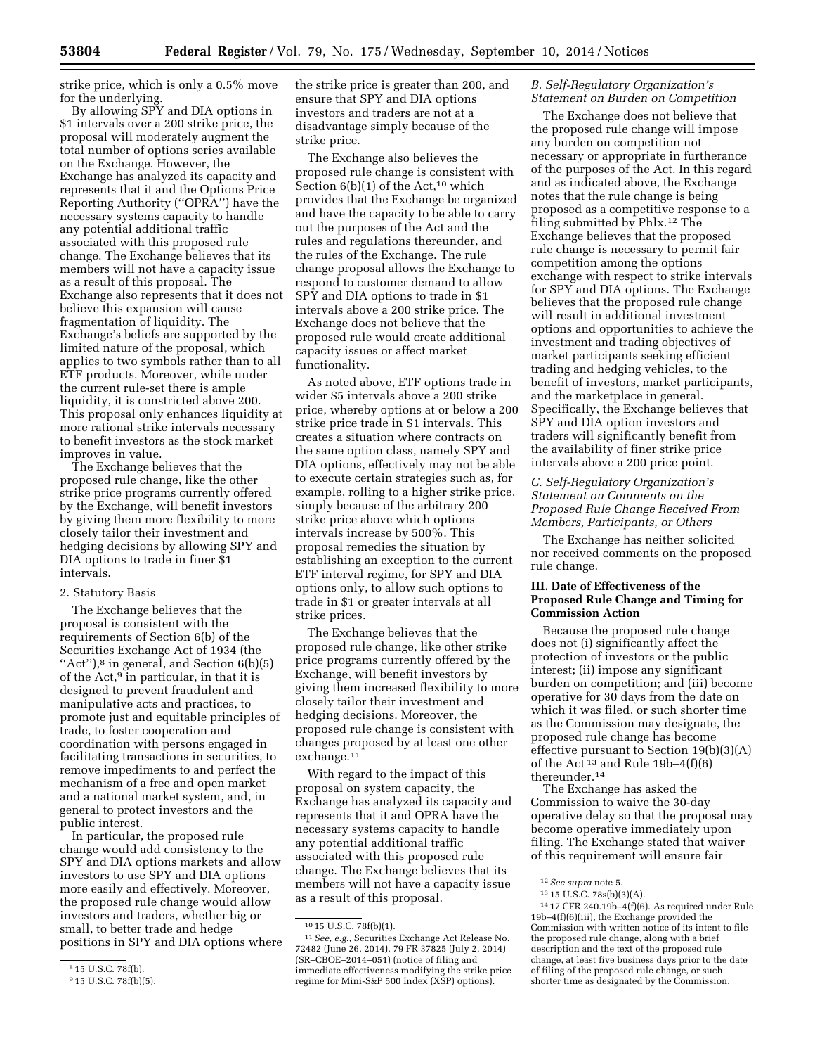strike price, which is only a 0.5% move for the underlying.

By allowing SPY and DIA options in $1 intervals over a 200 strike price, the proposal will moderately augment the total number of options series available on the Exchange. However, the Exchange has analyzed its capacity and represents that it and the Options Price Reporting Authority (''OPRA'') have the necessary systems capacity to handle any potential additional traffic associated with this proposed rule change. The Exchange believes that its members will not have a capacity issue as a result of this proposal. The Exchange also represents that it does not believe this expansion will cause fragmentation of liquidity. The Exchange's beliefs are supported by the limited nature of the proposal, which applies to two symbols rather than to all ETF products. Moreover, while under the current rule-set there is ample liquidity, it is constricted above 200. This proposal only enhances liquidity at more rational strike intervals necessary to benefit investors as the stock market improves in value.

The Exchange believes that the proposed rule change, like the other strike price programs currently offered by the Exchange, will benefit investors by giving them more flexibility to more closely tailor their investment and hedging decisions by allowing SPY and DIA options to trade in finer $1 intervals.

2. Statutory Basis

The Exchange believes that the proposal is consistent with the requirements of Section 6(b) of the Securities Exchange Act of 1934 (the ''Act''),[8] in general, and Section 6(b)(5) of the Act,[9] in particular, in that it is designed to prevent fraudulent and manipulative acts and practices, to promote just and equitable principles of trade, to foster cooperation and coordination with persons engaged in facilitating transactions in securities, to remove impediments to and perfect the mechanism of a free and open market and a national market system, and, in general to protect investors and the public interest.

In particular, the proposed rule change would add consistency to the SPY and DIA options markets and allow investors to use SPY and DIA options more easily and effectively. Moreover, the proposed rule change would allow investors and traders, whether big or small, to better trade and hedge positions in SPY and DIA options where the strike price is greater than 200, and ensure that SPY and DIA options investors and traders are not at a disadvantage simply because of the strike price.

The Exchange also believes the proposed rule change is consistent with Section 6(b)(1) of the Act,[10] which provides that the Exchange be organized and have the capacity to be able to carry out the purposes of the Act and the rules and regulations thereunder, and the rules of the Exchange. The rule change proposal allows the Exchange to respond to customer demand to allow SPY and DIA options to trade in $1 intervals above a 200 strike price. The Exchange does not believe that the proposed rule would create additional capacity issues or affect market functionality.

As noted above, ETF options trade in wider $5 intervals above a 200 strike price, whereby options at or below a 200 strike price trade in $1 intervals. This creates a situation where contracts on the same option class, namely SPY and DIA options, effectively may not be able to execute certain strategies such as, for example, rolling to a higher strike price, simply because of the arbitrary 200 strike price above which options intervals increase by 500%. This proposal remedies the situation by establishing an exception to the current ETF interval regime, for SPY and DIA options only, to allow such options to trade in $1 or greater intervals at all strike prices.

The Exchange believes that the proposed rule change, like other strike price programs currently offered by the Exchange, will benefit investors by giving them increased flexibility to more closely tailor their investment and hedging decisions. Moreover, the proposed rule change is consistent with changes proposed by at least one other exchange.[11]

With regard to the impact of this proposal on system capacity, the Exchange has analyzed its capacity and represents that it and OPRA have the necessary systems capacity to handle any potential additional traffic associated with this proposed rule change. The Exchange believes that its members will not have a capacity issue as a result of this proposal.

*B. Self-Regulatory Organization's Statement on Burden on Competition*

The Exchange does not believe that the proposed rule change will impose any burden on competition not necessary or appropriate in furtherance of the purposes of the Act. In this regard and as indicated above, the Exchange notes that the rule change is being proposed as a competitive response to a filing submitted by Phlx.[12] The Exchange believes that the proposed rule change is necessary to permit fair competition among the options exchange with respect to strike intervals for SPY and DIA options. The Exchange believes that the proposed rule change will result in additional investment options and opportunities to achieve the investment and trading objectives of market participants seeking efficient trading and hedging vehicles, to the benefit of investors, market participants, and the marketplace in general. Specifically, the Exchange believes that SPY and DIA option investors and traders will significantly benefit from the availability of finer strike price intervals above a 200 price point.

*C. Self-Regulatory Organization's Statement on Comments on the Proposed Rule Change Received From Members, Participants, or Others*

The Exchange has neither solicited nor received comments on the proposed rule change.

**III. Date of Effectiveness of the Proposed Rule Change and Timing for Commission Action**

Because the proposed rule change does not (i) significantly affect the protection of investors or the public interest; (ii) impose any significant burden on competition; and (iii) become operative for 30 days from the date on which it was filed, or such shorter time as the Commission may designate, the proposed rule change has become effective pursuant to Section 19(b)(3)(A) of the Act[13] and Rule 19b–4(f)(6) thereunder.[14]

The Exchange has asked the Commission to waive the 30-day operative delay so that the proposal may become operative immediately upon filing. The Exchange stated that waiver of this requirement will ensure fair

---

[8] 15 U.S.C. 78f(b).

[9] 15 U.S.C. 78f(b)(5).

[10] 15 U.S.C. 78f(b)(1).

[11] *See, e.g.,* Securities Exchange Act Release No. 72482 (June 26, 2014), 79 FR 37825 (July 2, 2014) (SR–CBOE–2014–051) (notice of filing and immediate effectiveness modifying the strike price regime for Mini-S&P 500 Index (XSP) options).

[12] *See supra* note 5.

[13] 15 U.S.C. 78s(b)(3)(A).

[14] 17 CFR 240.19b–4(f)(6). As required under Rule 19b–4(f)(6)(iii), the Exchange provided the Commission with written notice of its intent to file the proposed rule change, along with a brief description and the text of the proposed rule change, at least five business days prior to the date of filing of the proposed rule change, or such shorter time as designated by the Commission.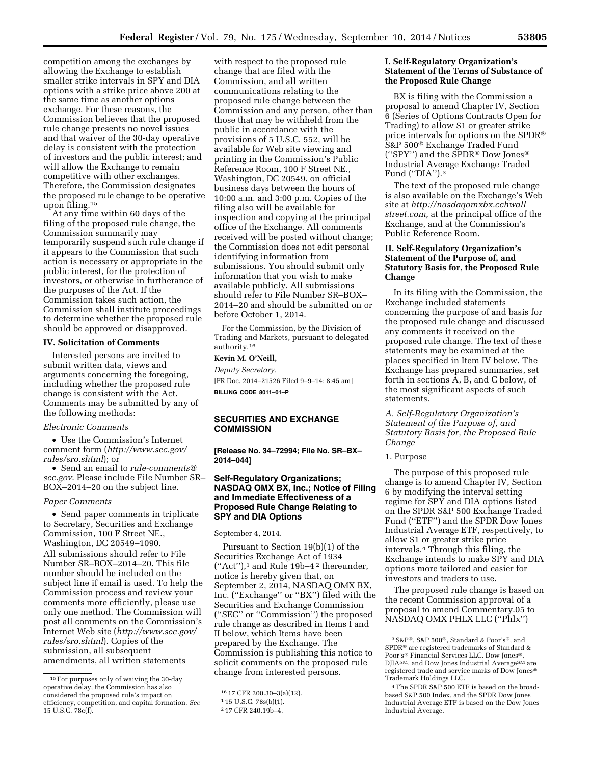competition among the exchanges by allowing the Exchange to establish smaller strike intervals in SPY and DIA options with a strike price above 200 at the same time as another options exchange. For these reasons, the Commission believes that the proposed rule change presents no novel issues and that waiver of the 30-day operative delay is consistent with the protection of investors and the public interest; and will allow the Exchange to remain competitive with other exchanges. Therefore, the Commission designates the proposed rule change to be operative upon filing.[15]

At any time within 60 days of the filing of the proposed rule change, the Commission summarily may temporarily suspend such rule change if it appears to the Commission that such action is necessary or appropriate in the public interest, for the protection of investors, or otherwise in furtherance of the purposes of the Act. If the Commission takes such action, the Commission shall institute proceedings to determine whether the proposed rule should be approved or disapproved.

### IV. Solicitation of Comments

Interested persons are invited to submit written data, views and arguments concerning the foregoing, including whether the proposed rule change is consistent with the Act. Comments may be submitted by any of the following methods:

*Electronic Comments*

- Use the Commission's Internet comment form (*http://www.sec.gov/rules/sro.shtml*); or
- Send an email to *rule-comments@sec.gov*. Please include File Number SR–BOX–2014–20 on the subject line.

*Paper Comments*

- Send paper comments in triplicate to Secretary, Securities and Exchange Commission, 100 F Street NE., Washington, DC 20549–1090.

All submissions should refer to File Number SR–BOX–2014–20. This file number should be included on the subject line if email is used. To help the Commission process and review your comments more efficiently, please use only one method. The Commission will post all comments on the Commission's Internet Web site (*http://www.sec.gov/rules/sro.shtml*). Copies of the submission, all subsequent amendments, all written statements with respect to the proposed rule change that are filed with the Commission, and all written communications relating to the proposed rule change between the Commission and any person, other than those that may be withheld from the public in accordance with the provisions of 5 U.S.C. 552, will be available for Web site viewing and printing in the Commission's Public Reference Room, 100 F Street NE., Washington, DC 20549, on official business days between the hours of 10:00 a.m. and 3:00 p.m. Copies of the filing also will be available for inspection and copying at the principal office of the Exchange. All comments received will be posted without change; the Commission does not edit personal identifying information from submissions. You should submit only information that you wish to make available publicly. All submissions should refer to File Number SR–BOX–2014–20 and should be submitted on or before October 1, 2014.

For the Commission, by the Division of Trading and Markets, pursuant to delegated authority.[16]

**Kevin M. O'Neill,**

*Deputy Secretary.*

[FR Doc. 2014–21526 Filed 9–9–14; 8:45 am]

**BILLING CODE 8011–01–P**

---

## SECURITIES AND EXCHANGE COMMISSION

**[Release No. 34–72994; File No. SR–BX–2014–044]**

## Self-Regulatory Organizations; NASDAQ OMX BX, Inc.; Notice of Filing and Immediate Effectiveness of a Proposed Rule Change Relating to SPY and DIA Options

September 4, 2014.

Pursuant to Section 19(b)(1) of the Securities Exchange Act of 1934 ("Act"),[1] and Rule 19b–4[2] thereunder, notice is hereby given that, on September 2, 2014, NASDAQ OMX BX, Inc. ("Exchange" or "BX") filed with the Securities and Exchange Commission ("SEC" or "Commission") the proposed rule change as described in Items I and II below, which Items have been prepared by the Exchange. The Commission is publishing this notice to solicit comments on the proposed rule change from interested persons.

### I. Self-Regulatory Organization's Statement of the Terms of Substance of the Proposed Rule Change

BX is filing with the Commission a proposal to amend Chapter IV, Section 6 (Series of Options Contracts Open for Trading) to allow $1 or greater strike price intervals for options on the SPDR® S&P 500® Exchange Traded Fund ("SPY") and the SPDR® Dow Jones® Industrial Average Exchange Traded Fund ("DIA").[3]

The text of the proposed rule change is also available on the Exchange's Web site at *http://nasdaqomxbx.cchwallstreet.com,* at the principal office of the Exchange, and at the Commission's Public Reference Room.

### II. Self-Regulatory Organization's Statement of the Purpose of, and Statutory Basis for, the Proposed Rule Change

In its filing with the Commission, the Exchange included statements concerning the purpose of and basis for the proposed rule change and discussed any comments it received on the proposed rule change. The text of these statements may be examined at the places specified in Item IV below. The Exchange has prepared summaries, set forth in sections A, B, and C below, of the most significant aspects of such statements.

*A. Self-Regulatory Organization's Statement of the Purpose of, and Statutory Basis for, the Proposed Rule Change*

1. Purpose

The purpose of this proposed rule change is to amend Chapter IV, Section 6 by modifying the interval setting regime for SPY and DIA options listed on the SPDR S&P 500 Exchange Traded Fund ("ETF") and the SPDR Dow Jones Industrial Average ETF, respectively, to allow $1 or greater strike price intervals.[4] Through this filing, the Exchange intends to make SPY and DIA options more tailored and easier for investors and traders to use.

The proposed rule change is based on the recent Commission approval of a proposal to amend Commentary.05 to NASDAQ OMX PHLX LLC ("Phlx")

---

[15] For purposes only of waiving the 30-day operative delay, the Commission has also considered the proposed rule's impact on efficiency, competition, and capital formation. *See* 15 U.S.C. 78c(f).

[16] 17 CFR 200.30–3(a)(12).

[1] 15 U.S.C. 78s(b)(1).

[2] 17 CFR 240.19b–4.

[3] S&P®, S&P 500®, Standard & Poor's®, and SPDR® are registered trademarks of Standard & Poor's® Financial Services LLC. Dow Jones®, DJIA℠, and Dow Jones Industrial Average℠ are registered trade and service marks of Dow Jones® Trademark Holdings LLC.

[4] The SPDR S&P 500 ETF is based on the broad-based S&P 500 Index, and the SPDR Dow Jones Industrial Average ETF is based on the Dow Jones Industrial Average.